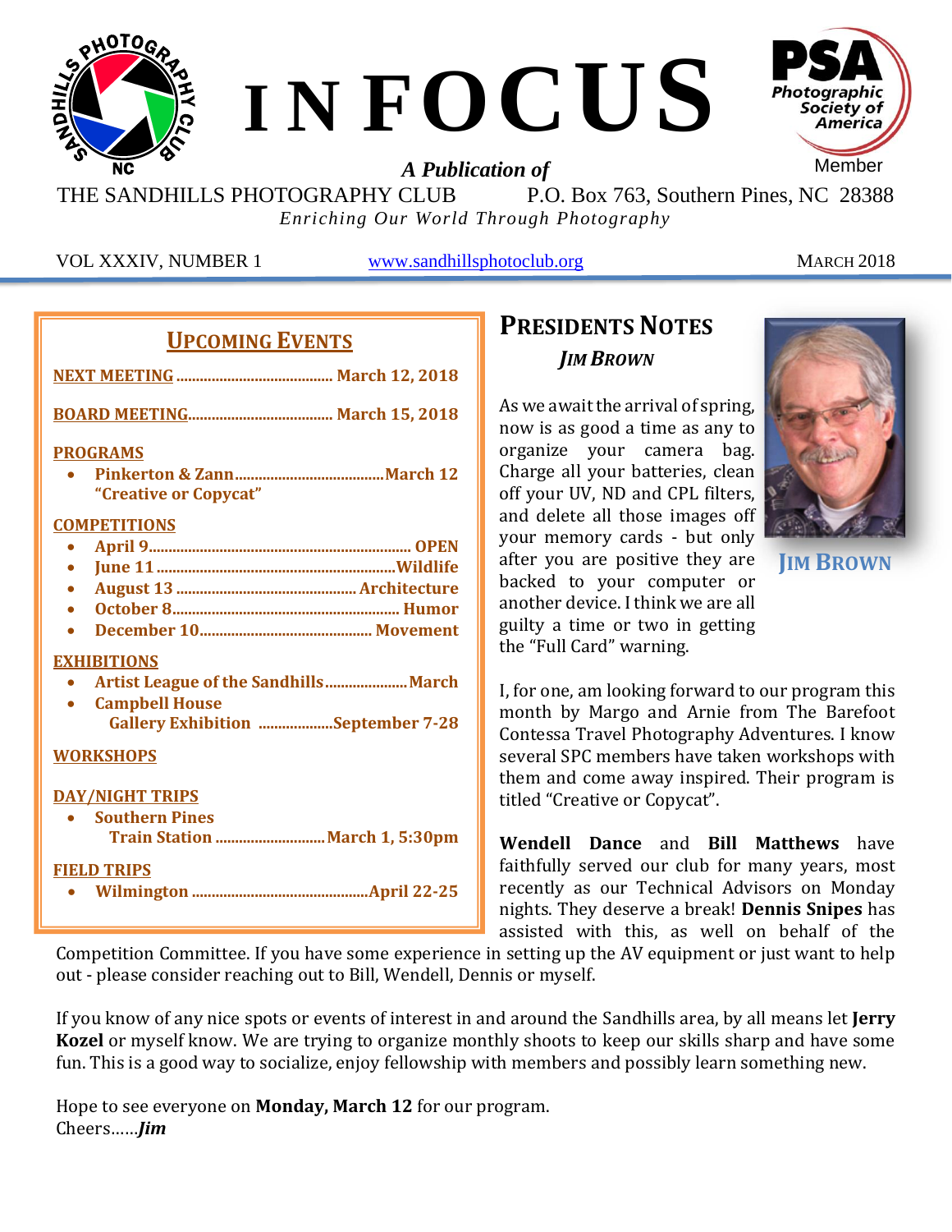# INFOCUS

*A Publication of*

THE SANDHILLS PHOTOGRAPHY CLUB    P.O. Box 763, Southern Pines, NC 28388

*Enriching Our World Through Photography*

VOL XXXIV, NUMBER 1    www.sandhillsphotoclub.org    MARCH 2018

## UPCOMING EVENTS

**NEXT MEETING ........................................ March 12, 2018**

**BOARD MEETING..................................... March 15, 2018**

**PROGRAMS**
- **Pinkerton & Zann......................................March 12**
  **"Creative or Copycat"**

**COMPETITIONS**
- **April 9.................................................................. OPEN**
- **June 11 ............................................................Wildlife**
- **August 13 .............................................. Architecture**
- **October 8........................................................... Humor**
- **December 10............................................ Movement**

**EXHIBITIONS**
- **Artist League of the Sandhills.....................March**
- **Campbell House**
  **Gallery Exhibition ...................September 7-28**

**WORKSHOPS**

**DAY/NIGHT TRIPS**
- **Southern Pines**
  **Train Station ............................March 1, 5:30pm**

**FIELD TRIPS**
- **Wilmington .............................................April 22-25**

## PRESIDENTS NOTES

***JIM BROWN***

**JIM BROWN**

As we await the arrival of spring, now is as good a time as any to organize your camera bag. Charge all your batteries, clean off your UV, ND and CPL filters, and delete all those images off your memory cards - but only after you are positive they are backed to your computer or another device. I think we are all guilty a time or two in getting the "Full Card" warning.

I, for one, am looking forward to our program this month by Margo and Arnie from The Barefoot Contessa Travel Photography Adventures. I know several SPC members have taken workshops with them and come away inspired. Their program is titled "Creative or Copycat".

**Wendell Dance** and **Bill Matthews** have faithfully served our club for many years, most recently as our Technical Advisors on Monday nights. They deserve a break! **Dennis Snipes** has assisted with this, as well on behalf of the Competition Committee. If you have some experience in setting up the AV equipment or just want to help out - please consider reaching out to Bill, Wendell, Dennis or myself.

If you know of any nice spots or events of interest in and around the Sandhills area, by all means let **Jerry Kozel** or myself know. We are trying to organize monthly shoots to keep our skills sharp and have some fun. This is a good way to socialize, enjoy fellowship with members and possibly learn something new.

Hope to see everyone on **Monday, March 12** for our program.
Cheers......***Jim***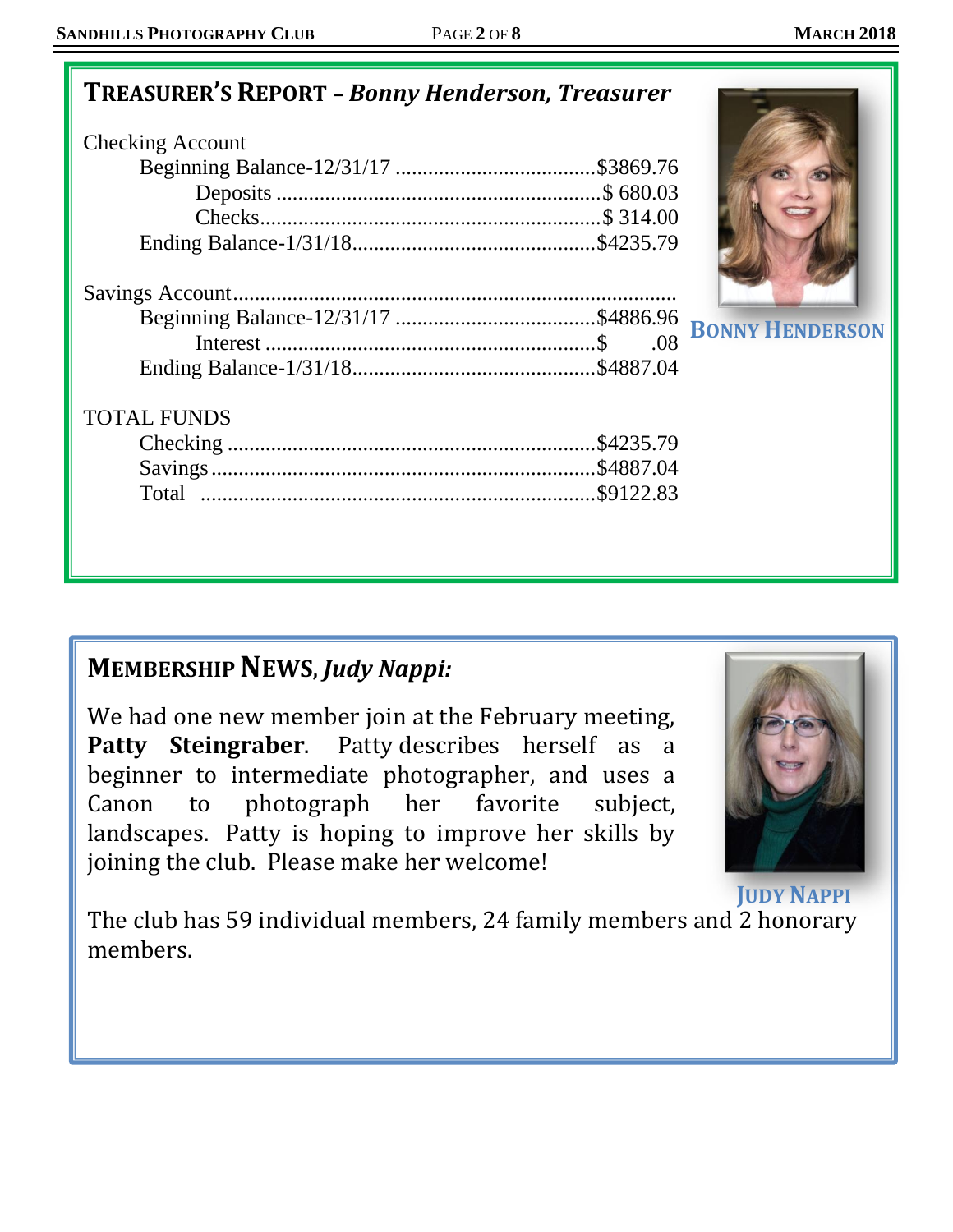## TREASURER'S REPORT – *Bonny Henderson, Treasurer*

Checking Account

| | |
|---|---|
| Beginning Balance-12/31/17 | $3869.76 |
| Deposits | $ 680.03 |
| Checks | $ 314.00 |
| Ending Balance-1/31/18 | $4235.79 |

Savings Account

| | |
|---|---|
| Beginning Balance-12/31/17 | $4886.96 |
| Interest | $ .08 |
| Ending Balance-1/31/18 | $4887.04 |

TOTAL FUNDS

| | |
|---|---|
| Checking | $4235.79 |
| Savings | $4887.04 |
| Total | $9122.83 |

BONNY HENDERSON

## MEMBERSHIP NEWS, *Judy Nappi:*

We had one new member join at the February meeting, **Patty Steingraber**. Patty describes herself as a beginner to intermediate photographer, and uses a Canon to photograph her favorite subject, landscapes. Patty is hoping to improve her skills by joining the club. Please make her welcome!

JUDY NAPPI

The club has 59 individual members, 24 family members and 2 honorary members.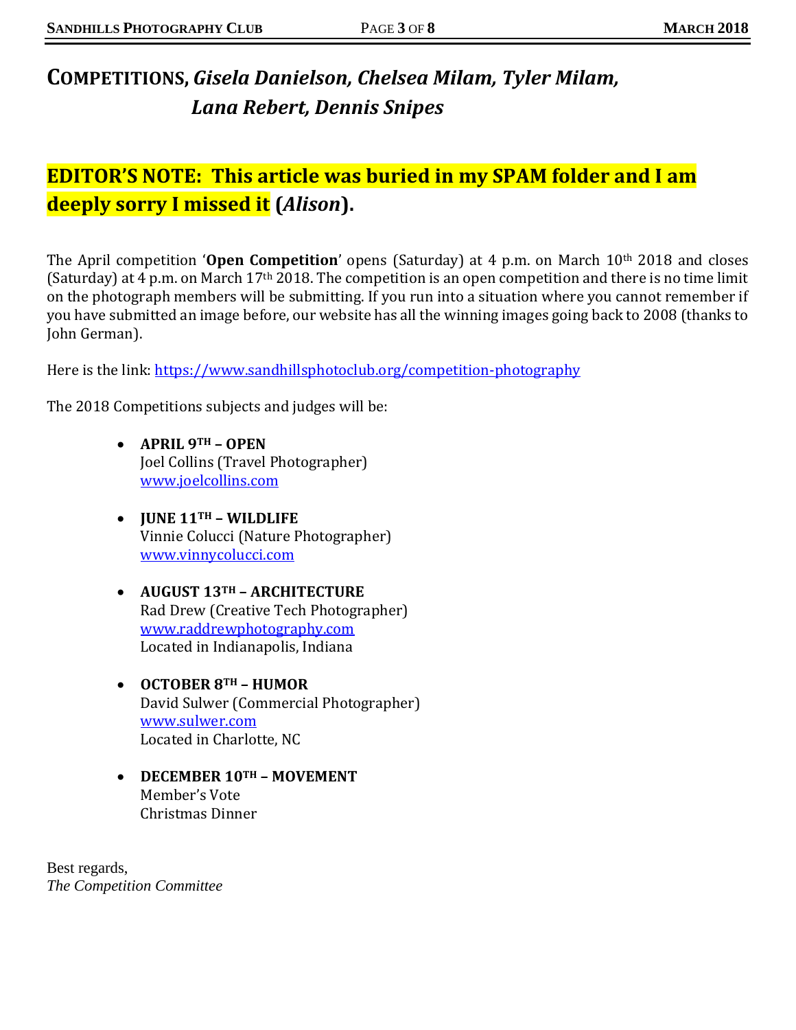# COMPETITIONS, *Gisela Danielson, Chelsea Milam, Tyler Milam, Lana Rebert, Dennis Snipes*

## EDITOR'S NOTE: This article was buried in my SPAM folder and I am deeply sorry I missed it (*Alison*).

The April competition '**Open Competition**' opens (Saturday) at 4 p.m. on March 10th 2018 and closes (Saturday) at 4 p.m. on March 17th 2018. The competition is an open competition and there is no time limit on the photograph members will be submitting. If you run into a situation where you cannot remember if you have submitted an image before, our website has all the winning images going back to 2008 (thanks to John German).

Here is the link: https://www.sandhillsphotoclub.org/competition-photography

The 2018 Competitions subjects and judges will be:

- **APRIL 9TH – OPEN**
  Joel Collins (Travel Photographer)
  www.joelcollins.com

- **JUNE 11TH – WILDLIFE**
  Vinnie Colucci (Nature Photographer)
  www.vinnycolucci.com

- **AUGUST 13TH – ARCHITECTURE**
  Rad Drew (Creative Tech Photographer)
  www.raddrewphotography.com
  Located in Indianapolis, Indiana

- **OCTOBER 8TH – HUMOR**
  David Sulwer (Commercial Photographer)
  www.sulwer.com
  Located in Charlotte, NC

- **DECEMBER 10TH – MOVEMENT**
  Member's Vote
  Christmas Dinner

Best regards,
*The Competition Committee*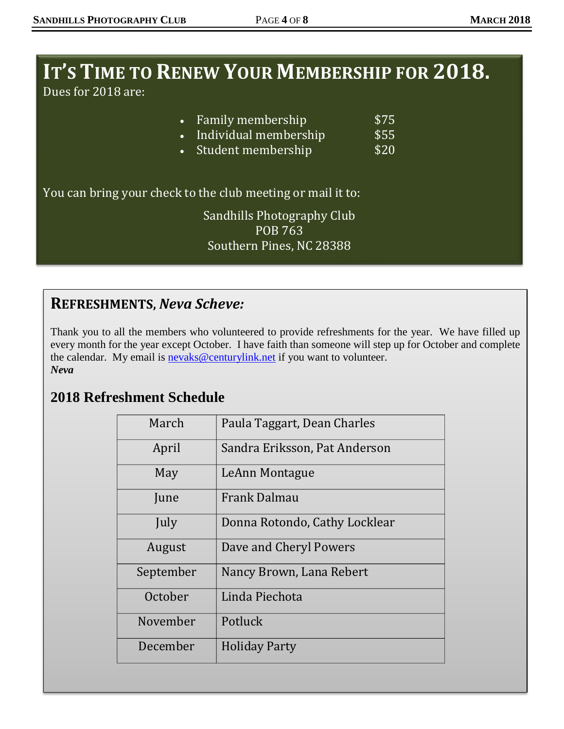## IT'S TIME TO RENEW YOUR MEMBERSHIP FOR 2018.

Dues for 2018 are:

- Family membership $75
- Individual membership $55
- Student membership $20

You can bring your check to the club meeting or mail it to:

Sandhills Photography Club
POB 763
Southern Pines, NC 28388

## REFRESHMENTS, *Neva Scheve:*

Thank you to all the members who volunteered to provide refreshments for the year. We have filled up every month for the year except October. I have faith than someone will step up for October and complete the calendar. My email is nevaks@centurylink.net if you want to volunteer.
***Neva***

### 2018 Refreshment Schedule

| Month | Volunteers |
|---|---|
| March | Paula Taggart, Dean Charles |
| April | Sandra Eriksson, Pat Anderson |
| May | LeAnn Montague |
| June | Frank Dalmau |
| July | Donna Rotondo, Cathy Locklear |
| August | Dave and Cheryl Powers |
| September | Nancy Brown, Lana Rebert |
| October | Linda Piechota |
| November | Potluck |
| December | Holiday Party |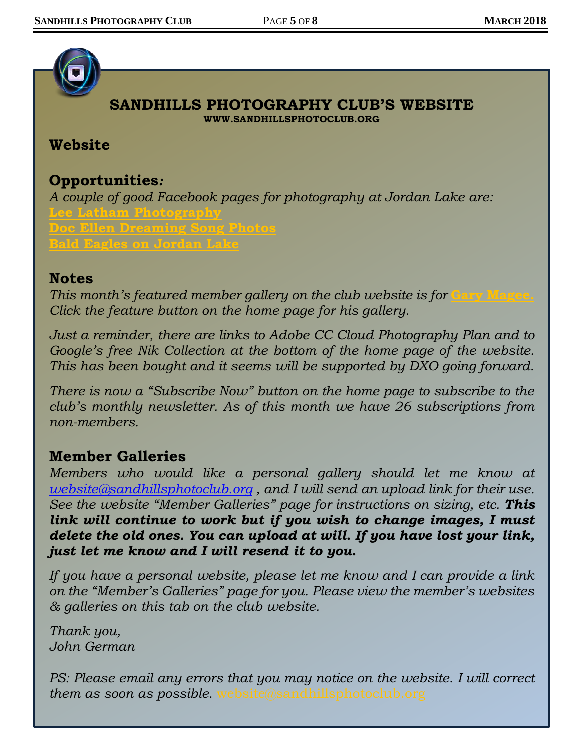## SANDHILLS PHOTOGRAPHY CLUB'S WEBSITE

**WWW.SANDHILLSPHOTOCLUB.ORG**

### Website

### Opportunities*:*

*A couple of good Facebook pages for photography at Jordan Lake are:*

**Lee Latham Photography**
**Doc Ellen Dreaming Song Photos**
**Bald Eagles on Jordan Lake**

### Notes

*This month's featured member gallery on the club website is for* **Gary Magee.** *Click the feature button on the home page for his gallery.*

*Just a reminder, there are links to Adobe CC Cloud Photography Plan and to Google's free Nik Collection at the bottom of the home page of the website. This has been bought and it seems will be supported by DXO going forward.*

*There is now a "Subscribe Now" button on the home page to subscribe to the club's monthly newsletter. As of this month we have 26 subscriptions from non-members.*

### Member Galleries

*Members who would like a personal gallery should let me know at website@sandhillsphotoclub.org , and I will send an upload link for their use. See the website "Member Galleries" page for instructions on sizing, etc.* ***This link will continue to work but if you wish to change images, I must delete the old ones. You can upload at will. If you have lost your link, just let me know and I will resend it to you.***

*If you have a personal website, please let me know and I can provide a link on the "Member's Galleries" page for you. Please view the member's websites & galleries on this tab on the club website.*

*Thank you,*
*John German*

*PS: Please email any errors that you may notice on the website. I will correct them as soon as possible.* website@sandhillsphotoclub.org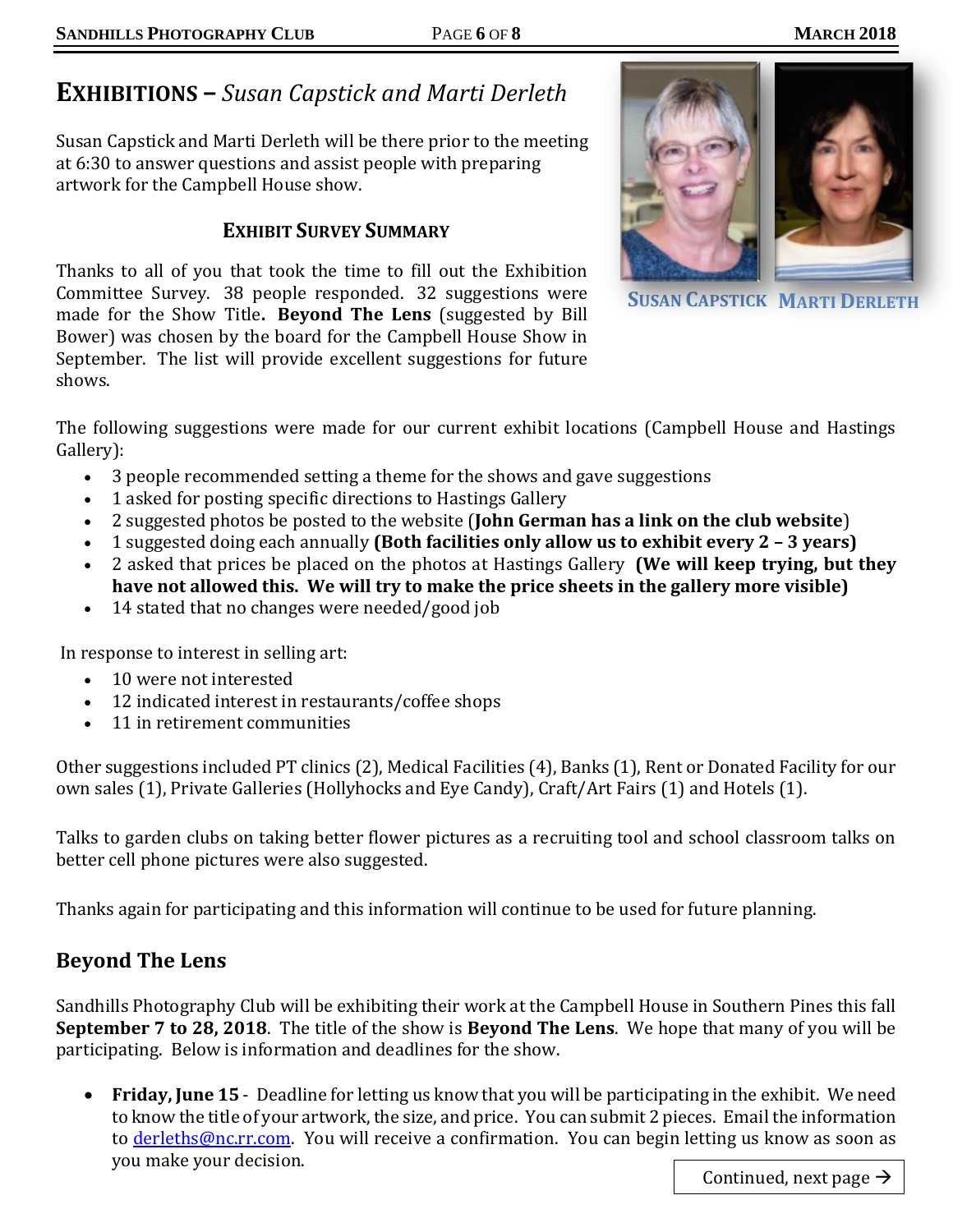# **EXHIBITIONS –** *Susan Capstick and Marti Derleth*

Susan Capstick and Marti Derleth will be there prior to the meeting at 6:30 to answer questions and assist people with preparing artwork for the Campbell House show.

SUSAN CAPSTICK MARTI DERLETH

### EXHIBIT SURVEY SUMMARY

Thanks to all of you that took the time to fill out the Exhibition Committee Survey. 38 people responded. 32 suggestions were made for the Show Title**. Beyond The Lens** (suggested by Bill Bower) was chosen by the board for the Campbell House Show in September. The list will provide excellent suggestions for future shows.

The following suggestions were made for our current exhibit locations (Campbell House and Hastings Gallery):

- 3 people recommended setting a theme for the shows and gave suggestions
- 1 asked for posting specific directions to Hastings Gallery
- 2 suggested photos be posted to the website (**John German has a link on the club website**)
- 1 suggested doing each annually **(Both facilities only allow us to exhibit every 2 – 3 years)**
- 2 asked that prices be placed on the photos at Hastings Gallery **(We will keep trying, but they have not allowed this. We will try to make the price sheets in the gallery more visible)**
- 14 stated that no changes were needed/good job

In response to interest in selling art:

- 10 were not interested
- 12 indicated interest in restaurants/coffee shops
- 11 in retirement communities

Other suggestions included PT clinics (2), Medical Facilities (4), Banks (1), Rent or Donated Facility for our own sales (1), Private Galleries (Hollyhocks and Eye Candy), Craft/Art Fairs (1) and Hotels (1).

Talks to garden clubs on taking better flower pictures as a recruiting tool and school classroom talks on better cell phone pictures were also suggested.

Thanks again for participating and this information will continue to be used for future planning.

## Beyond The Lens

Sandhills Photography Club will be exhibiting their work at the Campbell House in Southern Pines this fall **September 7 to 28, 2018**. The title of the show is **Beyond The Lens**. We hope that many of you will be participating. Below is information and deadlines for the show.

- **Friday, June 15** - Deadline for letting us know that you will be participating in the exhibit. We need to know the title of your artwork, the size, and price. You can submit 2 pieces. Email the information to derleths@nc.rr.com. You will receive a confirmation. You can begin letting us know as soon as you make your decision.

Continued, next page →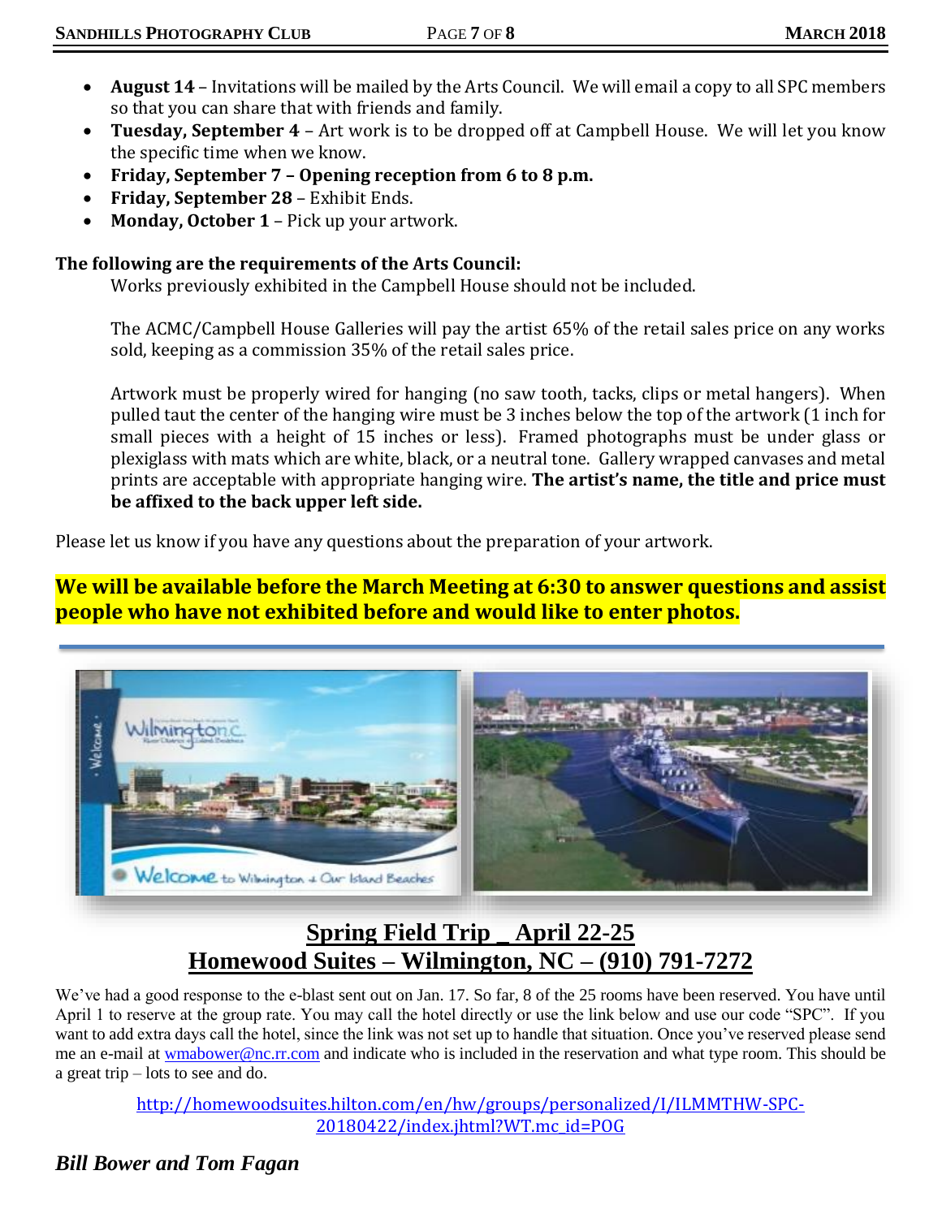- **August 14** – Invitations will be mailed by the Arts Council. We will email a copy to all SPC members so that you can share that with friends and family.
- **Tuesday, September 4** – Art work is to be dropped off at Campbell House. We will let you know the specific time when we know.
- **Friday, September 7 – Opening reception from 6 to 8 p.m.**
- **Friday, September 28** – Exhibit Ends.
- **Monday, October 1** – Pick up your artwork.

**The following are the requirements of the Arts Council:**

Works previously exhibited in the Campbell House should not be included.

The ACMC/Campbell House Galleries will pay the artist 65% of the retail sales price on any works sold, keeping as a commission 35% of the retail sales price.

Artwork must be properly wired for hanging (no saw tooth, tacks, clips or metal hangers). When pulled taut the center of the hanging wire must be 3 inches below the top of the artwork (1 inch for small pieces with a height of 15 inches or less). Framed photographs must be under glass or plexiglass with mats which are white, black, or a neutral tone. Gallery wrapped canvases and metal prints are acceptable with appropriate hanging wire. **The artist's name, the title and price must be affixed to the back upper left side.**

Please let us know if you have any questions about the preparation of your artwork.

**We will be available before the March Meeting at 6:30 to answer questions and assist people who have not exhibited before and would like to enter photos.**

---

## Spring Field Trip _ April 22-25
## Homewood Suites – Wilmington, NC – (910) 791-7272

We've had a good response to the e-blast sent out on Jan. 17. So far, 8 of the 25 rooms have been reserved. You have until April 1 to reserve at the group rate. You may call the hotel directly or use the link below and use our code "SPC". If you want to add extra days call the hotel, since the link was not set up to handle that situation. Once you've reserved please send me an e-mail at wmabower@nc.rr.com and indicate who is included in the reservation and what type room. This should be a great trip – lots to see and do.

http://homewoodsuites.hilton.com/en/hw/groups/personalized/I/ILMMTHW-SPC-20180422/index.jhtml?WT.mc_id=POG

***Bill Bower and Tom Fagan***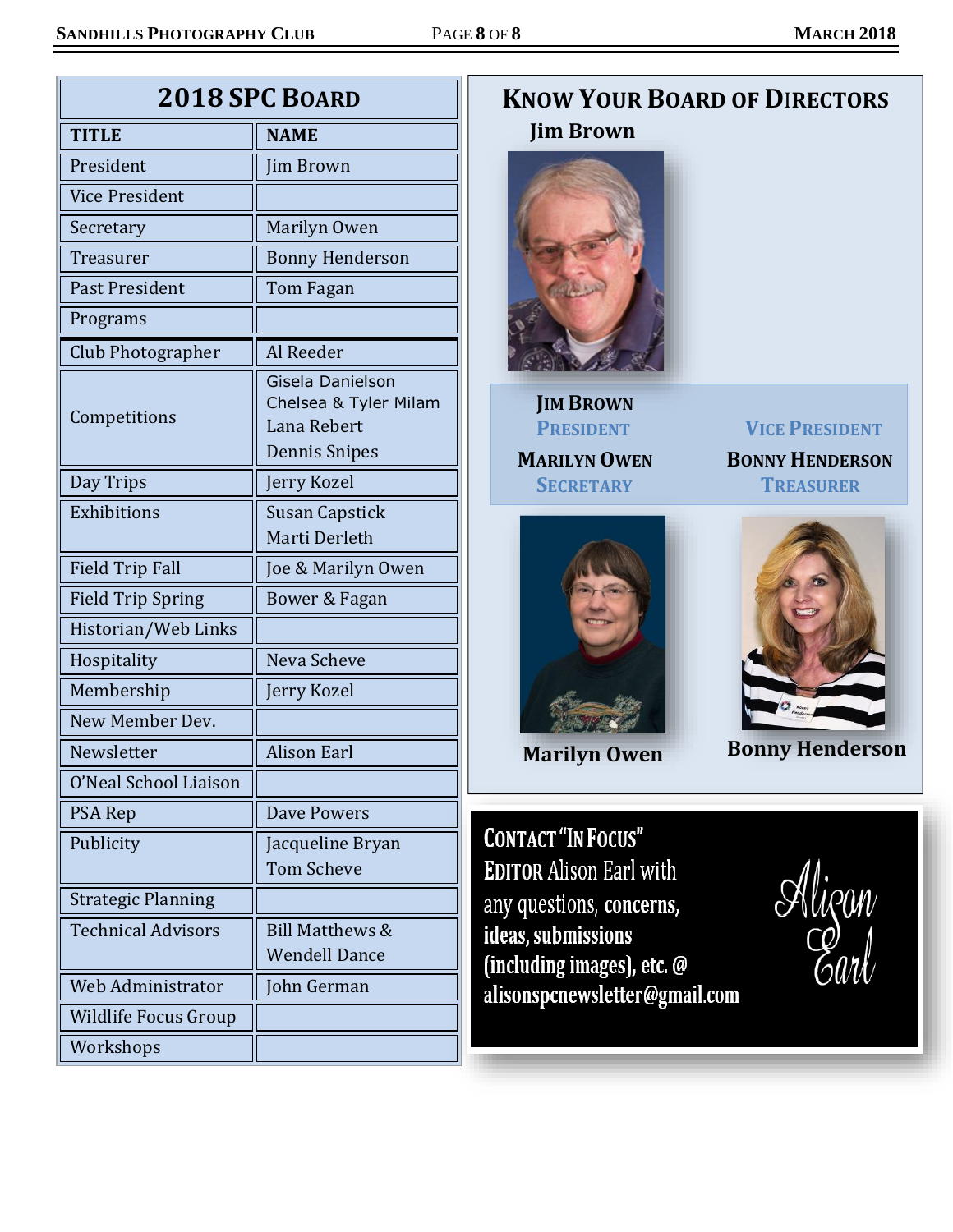## 2018 SPC Board

| TITLE | NAME |
|---|---|
| President | Jim Brown |
| Vice President | |
| Secretary | Marilyn Owen |
| Treasurer | Bonny Henderson |
| Past President | Tom Fagan |
| Programs | |
| Club Photographer | Al Reeder |
| Competitions | Gisela Danielson<br>Chelsea & Tyler Milam<br>Lana Rebert<br>Dennis Snipes |
| Day Trips | Jerry Kozel |
| Exhibitions | Susan Capstick<br>Marti Derleth |
| Field Trip Fall | Joe & Marilyn Owen |
| Field Trip Spring | Bower & Fagan |
| Historian/Web Links | |
| Hospitality | Neva Scheve |
| Membership | Jerry Kozel |
| New Member Dev. | |
| Newsletter | Alison Earl |
| O'Neal School Liaison | |
| PSA Rep | Dave Powers |
| Publicity | Jacqueline Bryan<br>Tom Scheve |
| Strategic Planning | |
| Technical Advisors | Bill Matthews &<br>Wendell Dance |
| Web Administrator | John German |
| Wildlife Focus Group | |
| Workshops | |

## Know Your Board of Directors

**Jim Brown**

**Jim Brown**
President

Vice President

**Marilyn Owen**
Secretary

**Bonny Henderson**
Treasurer

**Marilyn Owen**

**Bonny Henderson**

**Contact "In Focus" Editor** Alison Earl with any questions, **concerns, ideas, submissions (including images), etc. @ alisonspcnewsletter@gmail.com**

Alison Earl